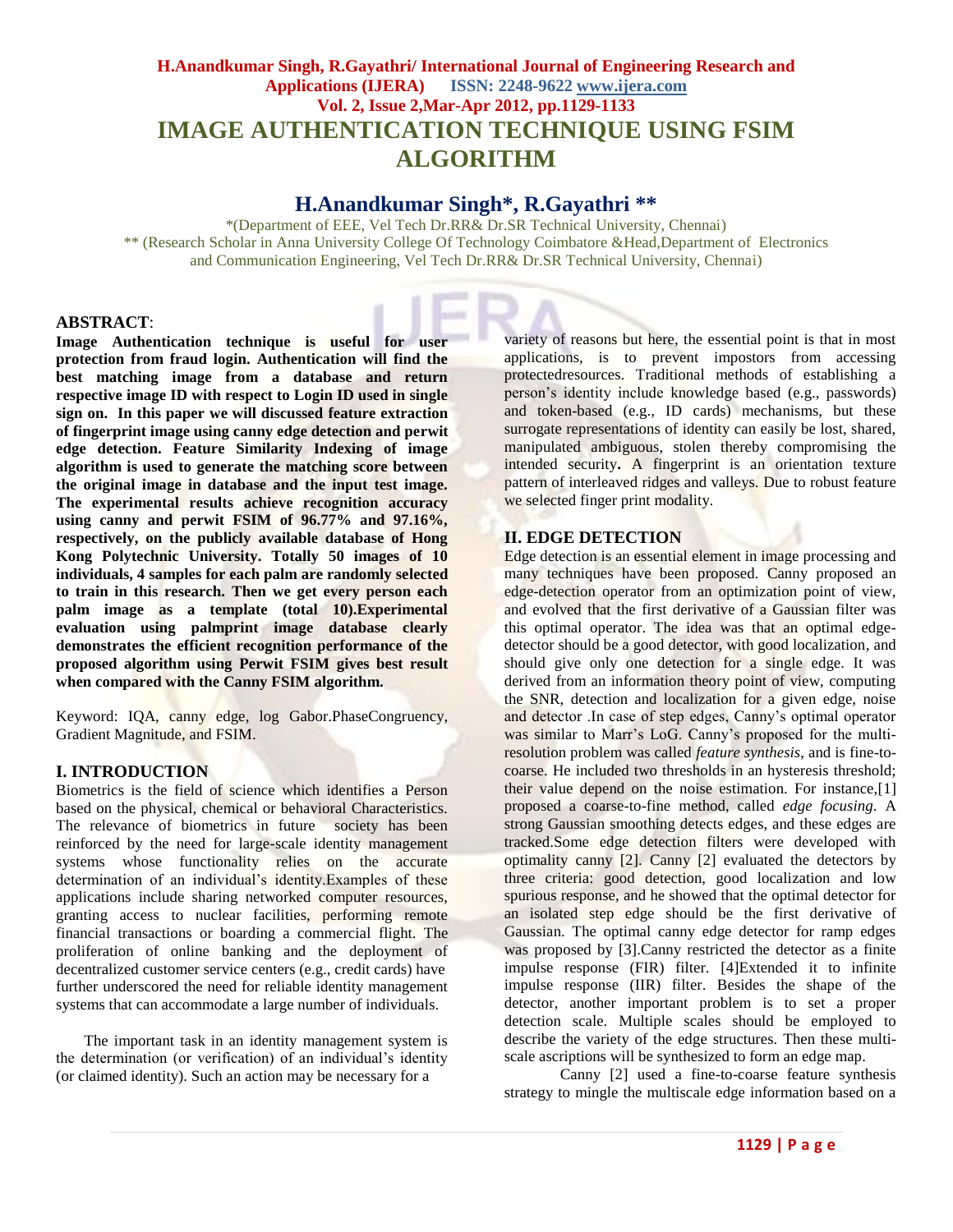# IMAGE AUTHENTICATION TECHNIQUE USING FSIM ALGORITHM

## H.Anandkumar Singh*, R.Gayathri **

*(Department of EEE, Vel Tech Dr.RR& Dr.SR Technical University, Chennai)
** (Research Scholar in Anna University College Of Technology Coimbatore &Head,Department of Electronics and Communication Engineering, Vel Tech Dr.RR& Dr.SR Technical University, Chennai)

**ABSTRACT**:
**Image Authentication technique is useful for user protection from fraud login. Authentication will find the best matching image from a database and return respective image ID with respect to Login ID used in single sign on. In this paper we will discussed feature extraction of fingerprint image using canny edge detection and perwit edge detection. Feature Similarity Indexing of image algorithm is used to generate the matching score between the original image in database and the input test image. The experimental results achieve recognition accuracy using canny and perwit FSIM of 96.77% and 97.16%, respectively, on the publicly available database of Hong Kong Polytechnic University. Totally 50 images of 10 individuals, 4 samples for each palm are randomly selected to train in this research. Then we get every person each palm image as a template (total 10).Experimental evaluation using palmprint image database clearly demonstrates the efficient recognition performance of the proposed algorithm using Perwit FSIM gives best result when compared with the Canny FSIM algorithm.**

Keyword: IQA, canny edge, log Gabor.PhaseCongruency, Gradient Magnitude, and FSIM.

## I. INTRODUCTION

Biometrics is the field of science which identifies a Person based on the physical, chemical or behavioral Characteristics. The relevance of biometrics in future society has been reinforced by the need for large-scale identity management systems whose functionality relies on the accurate determination of an individual's identity.Examples of these applications include sharing networked computer resources, granting access to nuclear facilities, performing remote financial transactions or boarding a commercial flight. The proliferation of online banking and the deployment of decentralized customer service centers (e.g., credit cards) have further underscored the need for reliable identity management systems that can accommodate a large number of individuals.

The important task in an identity management system is the determination (or verification) of an individual's identity (or claimed identity). Such an action may be necessary for a variety of reasons but here, the essential point is that in most applications, is to prevent impostors from accessing protectedresources. Traditional methods of establishing a person's identity include knowledge based (e.g., passwords) and token-based (e.g., ID cards) mechanisms, but these surrogate representations of identity can easily be lost, shared, manipulated ambiguous, stolen thereby compromising the intended security**.** A fingerprint is an orientation texture pattern of interleaved ridges and valleys. Due to robust feature we selected finger print modality.

## II. EDGE DETECTION

Edge detection is an essential element in image processing and many techniques have been proposed. Canny proposed an edge-detection operator from an optimization point of view, and evolved that the first derivative of a Gaussian filter was this optimal operator. The idea was that an optimal edge-detector should be a good detector, with good localization, and should give only one detection for a single edge. It was derived from an information theory point of view, computing the SNR, detection and localization for a given edge, noise and detector .In case of step edges, Canny's optimal operator was similar to Marr's LoG. Canny's proposed for the multi-resolution problem was called *feature synthesis*, and is fine-to-coarse. He included two thresholds in an hysteresis threshold; their value depend on the noise estimation. For instance,[1] proposed a coarse-to-fine method, called *edge focusing*. A strong Gaussian smoothing detects edges, and these edges are tracked.Some edge detection filters were developed with optimality canny [2]. Canny [2] evaluated the detectors by three criteria: good detection, good localization and low spurious response, and he showed that the optimal detector for an isolated step edge should be the first derivative of Gaussian. The optimal canny edge detector for ramp edges was proposed by [3].Canny restricted the detector as a finite impulse response (FIR) filter. [4]Extended it to infinite impulse response (IIR) filter. Besides the shape of the detector, another important problem is to set a proper detection scale. Multiple scales should be employed to describe the variety of the edge structures. Then these multi-scale ascriptions will be synthesized to form an edge map.

Canny [2] used a fine-to-coarse feature synthesis strategy to mingle the multiscale edge information based on a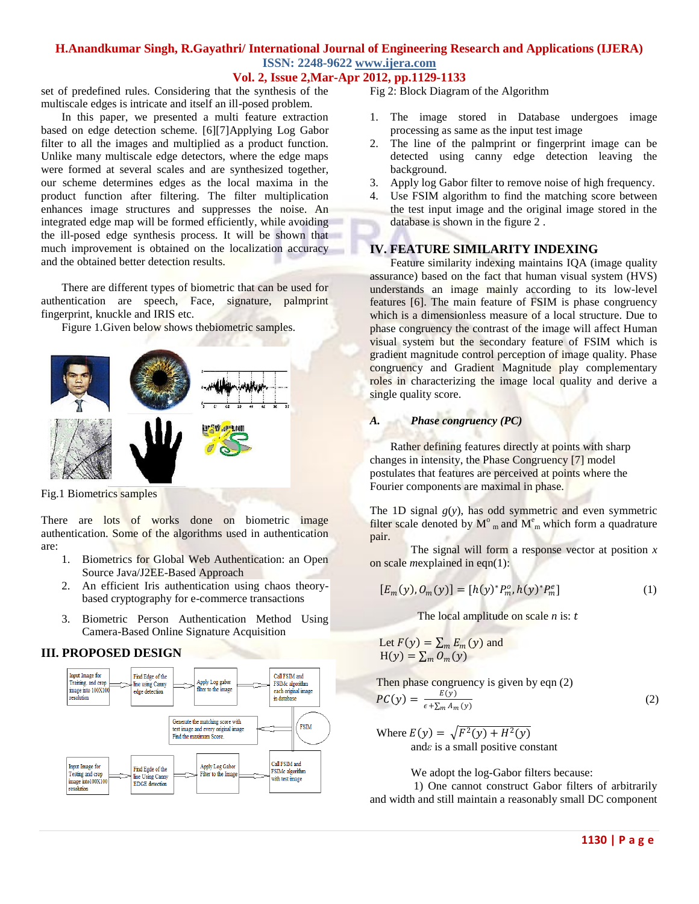set of predefined rules. Considering that the synthesis of the multiscale edges is intricate and itself an ill-posed problem.

In this paper, we presented a multi feature extraction based on edge detection scheme. [6][7]Applying Log Gabor filter to all the images and multiplied as a product function. Unlike many multiscale edge detectors, where the edge maps were formed at several scales and are synthesized together, our scheme determines edges as the local maxima in the product function after filtering. The filter multiplication enhances image structures and suppresses the noise. An integrated edge map will be formed efficiently, while avoiding the ill-posed edge synthesis process. It will be shown that much improvement is obtained on the localization accuracy and the obtained better detection results.

There are different types of biometric that can be used for authentication are speech, Face, signature, palmprint fingerprint, knuckle and IRIS etc.

Figure 1.Given below shows thebiometric samples.

Fig.1 Biometrics samples

There are lots of works done on biometric image authentication. Some of the algorithms used in authentication are:

1. Biometrics for Global Web Authentication: an Open Source Java/J2EE-Based Approach
2. An efficient Iris authentication using chaos theory-based cryptography for e-commerce transactions
3. Biometric Person Authentication Method Using Camera-Based Online Signature Acquisition

## III. PROPOSED DESIGN

Fig 2: Block Diagram of the Algorithm

1. The image stored in Database undergoes image processing as same as the input test image
2. The line of the palmprint or fingerprint image can be detected using canny edge detection leaving the background.
3. Apply log Gabor filter to remove noise of high frequency.
4. Use FSIM algorithm to find the matching score between the test input image and the original image stored in the database is shown in the figure 2 .

## IV. FEATURE SIMILARITY INDEXING

Feature similarity indexing maintains IQA (image quality assurance) based on the fact that human visual system (HVS) understands an image mainly according to its low-level features [6]. The main feature of FSIM is phase congruency which is a dimensionless measure of a local structure. Due to phase congruency the contrast of the image will affect Human visual system but the secondary feature of FSIM which is gradient magnitude control perception of image quality. Phase congruency and Gradient Magnitude play complementary roles in characterizing the image local quality and derive a single quality score.

### *A. Phase congruency (PC)*

Rather defining features directly at points with sharp changes in intensity, the Phase Congruency [7] model postulates that features are perceived at points where the Fourier components are maximal in phase.

The 1D signal $g(y)$, has odd symmetric and even symmetric filter scale denoted by $M^{o}_{m}$ and $M^{e}_{m}$ which form a quadrature pair.

The signal will form a response vector at position $x$ on scale $m$explained in eqn(1):

$$[E_m(y), O_m(y)] = [h(y)^* P_m^o, h(y)^* P_m^e] \quad (1)$$

The local amplitude on scale $n$ is: $t$

Let $F(y) = \sum_m E_m(y)$ and
$H(y) = \sum_m O_m(y)$

Then phase congruency is given by eqn (2)

$$PC(y) = \frac{E(y)}{\epsilon + \sum_m A_m(y)} \quad (2)$$

Where $E(y) = \sqrt{F^2(y) + H^2(y)}$
and$\varepsilon$ is a small positive constant

We adopt the log-Gabor filters because:

1) One cannot construct Gabor filters of arbitrarily and width and still maintain a reasonably small DC component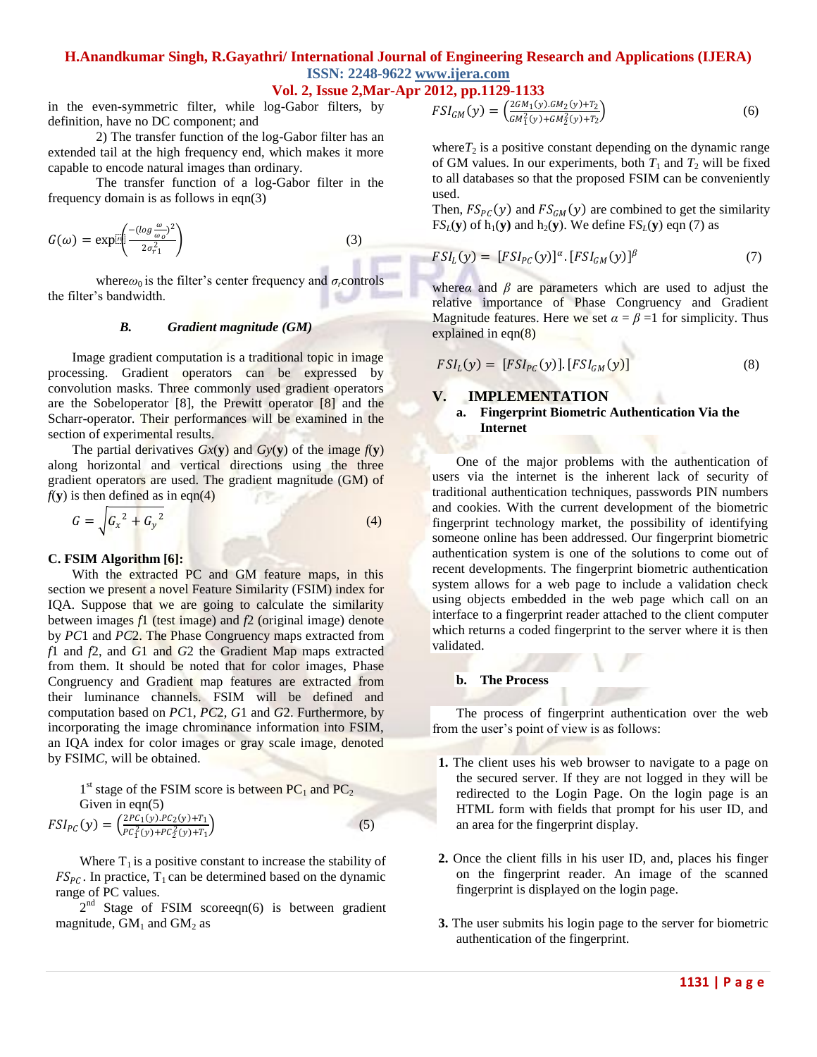in the even-symmetric filter, while log-Gabor filters, by definition, have no DC component; and

2) The transfer function of the log-Gabor filter has an extended tail at the high frequency end, which makes it more capable to encode natural images than ordinary.

The transfer function of a log-Gabor filter in the frequency domain is as follows in eqn(3)

$$G(\omega) = \exp\left(\frac{-(\log \frac{\omega}{\omega_o})^2}{2\sigma_{r1}^2}\right) \tag{3}$$

where $\omega_0$ is the filter's center frequency and $\sigma_r$ controls the filter's bandwidth.

### *B. Gradient magnitude (GM)*

Image gradient computation is a traditional topic in image processing. Gradient operators can be expressed by convolution masks. Three commonly used gradient operators are the Sobeloperator [8], the Prewitt operator [8] and the Scharr-operator. Their performances will be examined in the section of experimental results.

The partial derivatives $Gx(\mathbf{y})$ and $Gy(\mathbf{y})$ of the image $f(\mathbf{y})$ along horizontal and vertical directions using the three gradient operators are used. The gradient magnitude (GM) of $f(\mathbf{y})$ is then defined as in eqn(4)

$$G = \sqrt{G_x^{\,2} + G_y^{\,2}} \tag{4}$$

### C. FSIM Algorithm [6]:

With the extracted PC and GM feature maps, in this section we present a novel Feature Similarity (FSIM) index for IQA. Suppose that we are going to calculate the similarity between images $f1$ (test image) and $f2$ (original image) denote by $PC1$ and $PC2$. The Phase Congruency maps extracted from $f1$ and $f2$, and $G1$ and $G2$ the Gradient Map maps extracted from them. It should be noted that for color images, Phase Congruency and Gradient map features are extracted from their luminance channels. FSIM will be defined and computation based on $PC1$, $PC2$, $G1$ and $G2$. Furthermore, by incorporating the image chrominance information into FSIM, an IQA index for color images or gray scale image, denoted by FSIM$C$, will be obtained.

1st stage of the FSIM score is between $PC_1$ and $PC_2$ Given in eqn(5)

$$FSI_{PC}(y) = \left(\frac{2PC_1(y).PC_2(y)+T_1}{PC_1^2(y)+PC_2^2(y)+T_1}\right) \tag{5}$$

Where $T_1$ is a positive constant to increase the stability of $FS_{PC}$. In practice, $T_1$ can be determined based on the dynamic range of PC values.

2nd Stage of FSIM scoreeqn(6) is between gradient magnitude, $GM_1$ and $GM_2$ as

$$FSI_{GM}(y) = \left(\frac{2GM_1(y).GM_2(y)+T_2}{GM_1^2(y)+GM_2^2(y)+T_2}\right) \tag{6}$$

where $T_2$ is a positive constant depending on the dynamic range of GM values. In our experiments, both $T_1$ and $T_2$ will be fixed to all databases so that the proposed FSIM can be conveniently used.

Then, $FS_{PC}(y)$ and $FS_{GM}(y)$ are combined to get the similarity $FS_L(\mathbf{y})$ of $h_1(\mathbf{y})$ and $h_2(\mathbf{y})$. We define $FS_L(\mathbf{y})$ eqn (7) as

$$FSI_L(y) = [FSI_{PC}(y)]^{\alpha}.[FSI_{GM}(y)]^{\beta} \tag{7}$$

where $\alpha$ and $\beta$ are parameters which are used to adjust the relative importance of Phase Congruency and Gradient Magnitude features. Here we set $\alpha = \beta = 1$ for simplicity. Thus explained in eqn(8)

$$FSI_L(y) = [FSI_{PC}(y)].[FSI_{GM}(y)] \tag{8}$$

## V. IMPLEMENTATION

### a. Fingerprint Biometric Authentication Via the Internet

One of the major problems with the authentication of users via the internet is the inherent lack of security of traditional authentication techniques, passwords PIN numbers and cookies. With the current development of the biometric fingerprint technology market, the possibility of identifying someone online has been addressed. Our fingerprint biometric authentication system is one of the solutions to come out of recent developments. The fingerprint biometric authentication system allows for a web page to include a validation check using objects embedded in the web page which call on an interface to a fingerprint reader attached to the client computer which returns a coded fingerprint to the server where it is then validated.

### b. The Process

The process of fingerprint authentication over the web from the user's point of view is as follows:

1. The client uses his web browser to navigate to a page on the secured server. If they are not logged in they will be redirected to the Login Page. On the login page is an HTML form with fields that prompt for his user ID, and an area for the fingerprint display.
2. Once the client fills in his user ID, and, places his finger on the fingerprint reader. An image of the scanned fingerprint is displayed on the login page.
3. The user submits his login page to the server for biometric authentication of the fingerprint.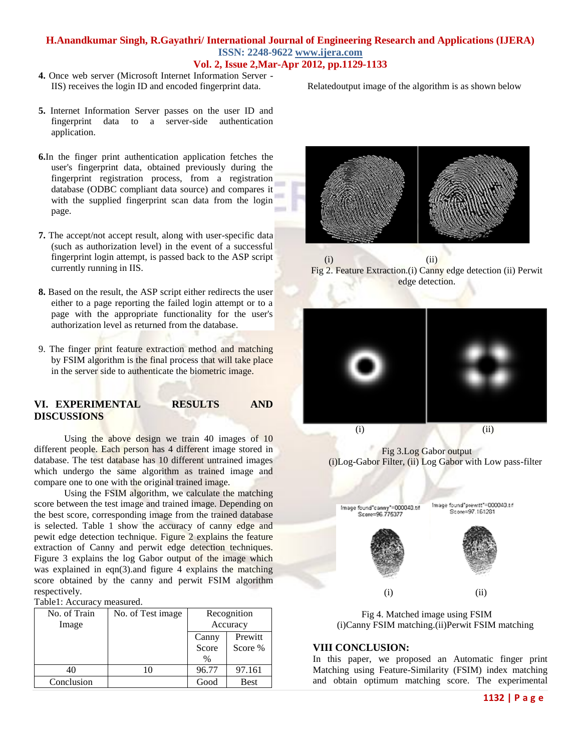4. Once web server (Microsoft Internet Information Server - IIS) receives the login ID and encoded fingerprint data.

5. Internet Information Server passes on the user ID and fingerprint data to a server-side authentication application.

6. In the finger print authentication application fetches the user's fingerprint data, obtained previously during the fingerprint registration process, from a registration database (ODBC compliant data source) and compares it with the supplied fingerprint scan data from the login page.

7. The accept/not accept result, along with user-specific data (such as authorization level) in the event of a successful fingerprint login attempt, is passed back to the ASP script currently running in IIS.

8. Based on the result, the ASP script either redirects the user either to a page reporting the failed login attempt or to a page with the appropriate functionality for the user's authorization level as returned from the database.

9. The finger print feature extraction method and matching by FSIM algorithm is the final process that will take place in the server side to authenticate the biometric image.

## VI. EXPERIMENTAL RESULTS AND DISCUSSIONS

Using the above design we train 40 images of 10 different people. Each person has 4 different image stored in database. The test database has 10 different untrained images which undergo the same algorithm as trained image and compare one to one with the original trained image.

Using the FSIM algorithm, we calculate the matching score between the test image and trained image. Depending on the best score, corresponding image from the trained database is selected. Table 1 show the accuracy of canny edge and pewit edge detection technique. Figure 2 explains the feature extraction of Canny and perwit edge detection techniques. Figure 3 explains the log Gabor output of the image which was explained in eqn(3).and figure 4 explains the matching score obtained by the canny and perwit FSIM algorithm respectively.

Table1: Accuracy measured.

| No. of Train Image | No. of Test image | Recognition Accuracy | |
|---|---|---|---|
| | | Canny Score % | Prewitt Score % |
| 40 | 10 | 96.77 | 97.161 |
| Conclusion | | Good | Best |

Relatedoutput image of the algorithm is as shown below

(i) (ii)

Fig 2. Feature Extraction.(i) Canny edge detection (ii) Perwit edge detection.

(i) (ii)

Fig 3.Log Gabor output
(i)Log-Gabor Filter, (ii) Log Gabor with Low pass-filter

Image found"canny"=000040.tif Score=96.775377

Image found"prewitt"=000040.tif Score=97.161281

(i) (ii)

Fig 4. Matched image using FSIM
(i)Canny FSIM matching.(ii)Perwit FSIM matching

## VIII CONCLUSION:

In this paper, we proposed an Automatic finger print Matching using Feature-Similarity (FSIM) index matching and obtain optimum matching score. The experimental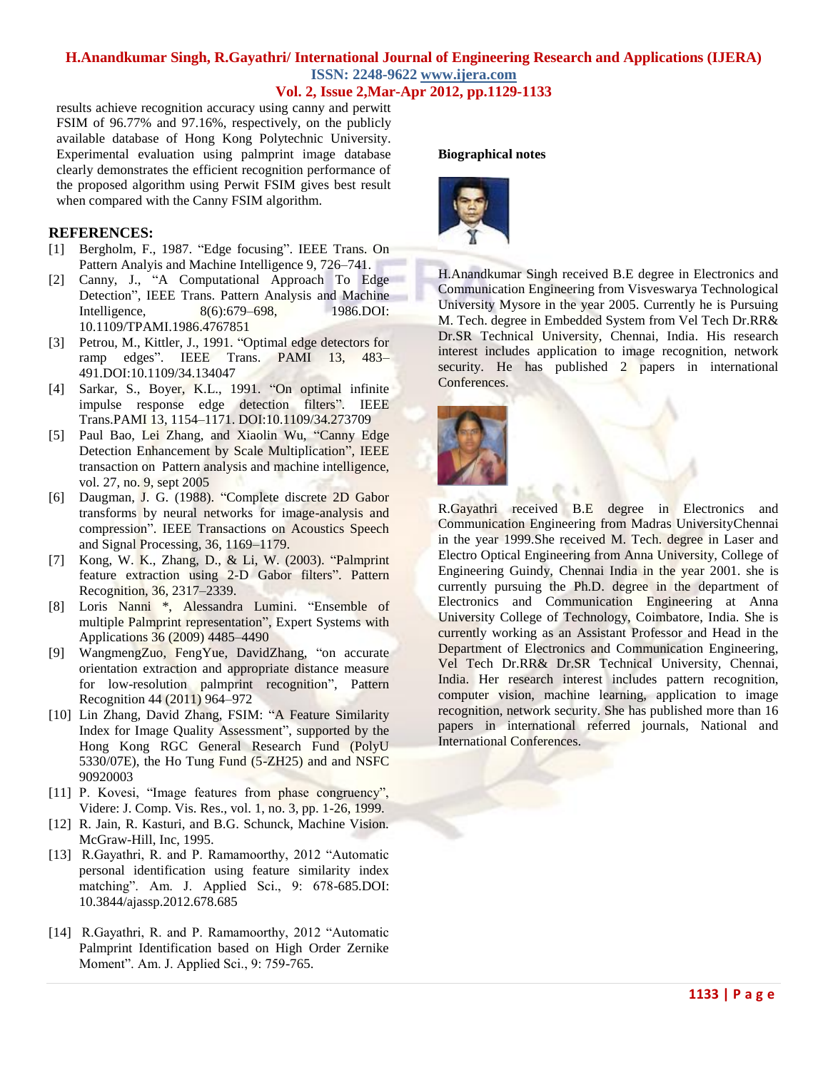results achieve recognition accuracy using canny and perwitt FSIM of 96.77% and 97.16%, respectively, on the publicly available database of Hong Kong Polytechnic University. Experimental evaluation using palmprint image database clearly demonstrates the efficient recognition performance of the proposed algorithm using Perwit FSIM gives best result when compared with the Canny FSIM algorithm.

## REFERENCES:

[1] Bergholm, F., 1987. "Edge focusing". IEEE Trans. On Pattern Analyis and Machine Intelligence 9, 726–741.

[2] Canny, J., "A Computational Approach To Edge Detection", IEEE Trans. Pattern Analysis and Machine Intelligence, 8(6):679–698, 1986.DOI: 10.1109/TPAMI.1986.4767851

[3] Petrou, M., Kittler, J., 1991. "Optimal edge detectors for ramp edges". IEEE Trans. PAMI 13, 483–491.DOI:10.1109/34.134047

[4] Sarkar, S., Boyer, K.L., 1991. "On optimal infinite impulse response edge detection filters". IEEE Trans.PAMI 13, 1154–1171. DOI:10.1109/34.273709

[5] Paul Bao, Lei Zhang, and Xiaolin Wu, "Canny Edge Detection Enhancement by Scale Multiplication", IEEE transaction on Pattern analysis and machine intelligence, vol. 27, no. 9, sept 2005

[6] Daugman, J. G. (1988). "Complete discrete 2D Gabor transforms by neural networks for image-analysis and compression". IEEE Transactions on Acoustics Speech and Signal Processing, 36, 1169–1179.

[7] Kong, W. K., Zhang, D., & Li, W. (2003). "Palmprint feature extraction using 2-D Gabor filters". Pattern Recognition, 36, 2317–2339.

[8] Loris Nanni *, Alessandra Lumini. "Ensemble of multiple Palmprint representation", Expert Systems with Applications 36 (2009) 4485–4490

[9] WangmengZuo, FengYue, DavidZhang, "on accurate orientation extraction and appropriate distance measure for low-resolution palmprint recognition", Pattern Recognition 44 (2011) 964–972

[10] Lin Zhang, David Zhang, FSIM: "A Feature Similarity Index for Image Quality Assessment", supported by the Hong Kong RGC General Research Fund (PolyU 5330/07E), the Ho Tung Fund (5-ZH25) and and NSFC 90920003

[11] P. Kovesi, "Image features from phase congruency", Videre: J. Comp. Vis. Res., vol. 1, no. 3, pp. 1-26, 1999.

[12] R. Jain, R. Kasturi, and B.G. Schunck, Machine Vision. McGraw-Hill, Inc, 1995.

[13] R.Gayathri, R. and P. Ramamoorthy, 2012 "Automatic personal identification using feature similarity index matching". Am. J. Applied Sci., 9: 678-685.DOI: 10.3844/ajassp.2012.678.685

[14] R.Gayathri, R. and P. Ramamoorthy, 2012 "Automatic Palmprint Identification based on High Order Zernike Moment". Am. J. Applied Sci., 9: 759-765.

**Biographical notes**

H.Anandkumar Singh received B.E degree in Electronics and Communication Engineering from Visveswarya Technological University Mysore in the year 2005. Currently he is Pursuing M. Tech. degree in Embedded System from Vel Tech Dr.RR& Dr.SR Technical University, Chennai, India. His research interest includes application to image recognition, network security. He has published 2 papers in international Conferences.

R.Gayathri received B.E degree in Electronics and Communication Engineering from Madras UniversityChennai in the year 1999.She received M. Tech. degree in Laser and Electro Optical Engineering from Anna University, College of Engineering Guindy, Chennai India in the year 2001. she is currently pursuing the Ph.D. degree in the department of Electronics and Communication Engineering at Anna University College of Technology, Coimbatore, India. She is currently working as an Assistant Professor and Head in the Department of Electronics and Communication Engineering, Vel Tech Dr.RR& Dr.SR Technical University, Chennai, India. Her research interest includes pattern recognition, computer vision, machine learning, application to image recognition, network security. She has published more than 16 papers in international referred journals, National and International Conferences.